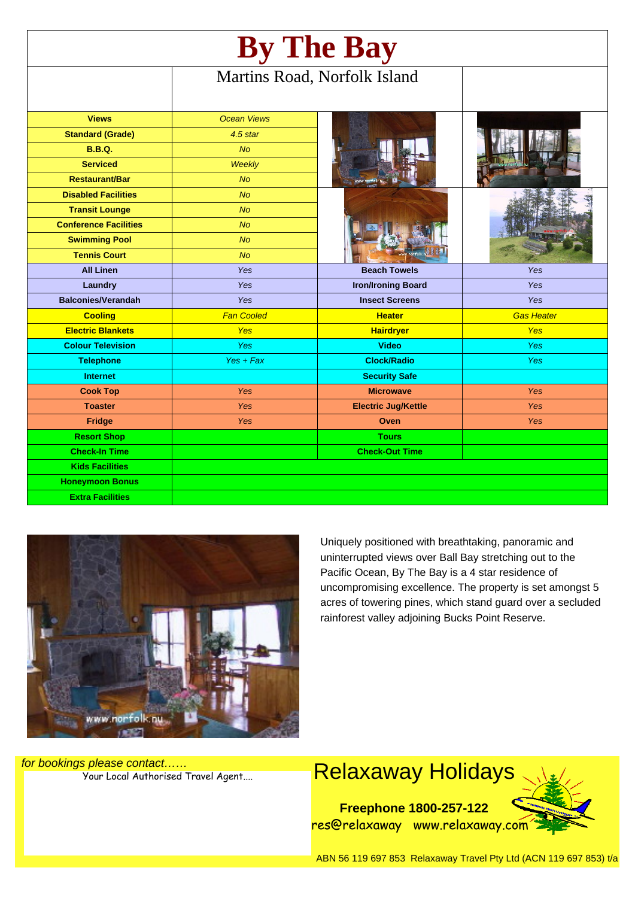# By The Bay

Martins Road, Norfolk Island

| | | | |
|---|---|---|---|
| **Views** | *Ocean Views* | | |
| **Standard (Grade)** | *4.5 star* | | |
| **B.B.Q.** | *No* | | |
| **Serviced** | *Weekly* | | |
| **Restaurant/Bar** | *No* | | |
| **Disabled Facilities** | *No* | | |
| **Transit Lounge** | *No* | | |
| **Conference Facilities** | *No* | | |
| **Swimming Pool** | *No* | | |
| **Tennis Court** | *No* | | |
| **All Linen** | *Yes* | **Beach Towels** | *Yes* |
| **Laundry** | *Yes* | **Iron/Ironing Board** | *Yes* |
| **Balconies/Verandah** | *Yes* | **Insect Screens** | *Yes* |
| **Cooling** | *Fan Cooled* | **Heater** | *Gas Heater* |
| **Electric Blankets** | *Yes* | **Hairdryer** | *Yes* |
| **Colour Television** | *Yes* | **Video** | *Yes* |
| **Telephone** | *Yes + Fax* | **Clock/Radio** | *Yes* |
| **Internet** | | **Security Safe** | |
| **Cook Top** | *Yes* | **Microwave** | *Yes* |
| **Toaster** | *Yes* | **Electric Jug/Kettle** | *Yes* |
| **Fridge** | *Yes* | **Oven** | *Yes* |
| **Resort Shop** | | **Tours** | |
| **Check-In Time** | | **Check-Out Time** | |
| **Kids Facilities** | | | |
| **Honeymoon Bonus** | | | |
| **Extra Facilities** | | | |

Uniquely positioned with breathtaking, panoramic and uninterrupted views over Ball Bay stretching out to the Pacific Ocean, By The Bay is a 4 star residence of uncompromising excellence. The property is set amongst 5 acres of towering pines, which stand guard over a secluded rainforest valley adjoining Bucks Point Reserve.

*for bookings please contact……*

Your Local Authorised Travel Agent....

## Relaxaway Holidays

**Freephone 1800-257-122**

res@relaxaway www.relaxaway.com

ABN 56 119 697 853 Relaxaway Travel Pty Ltd (ACN 119 697 853) t/a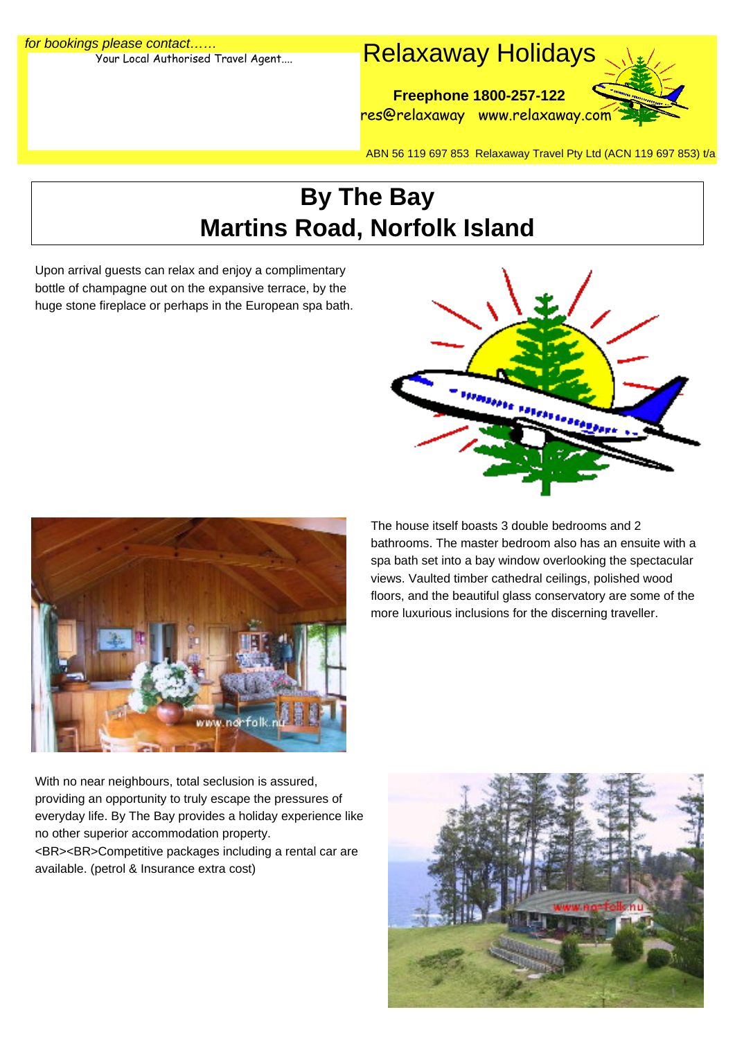*for bookings please contact……*

Your Local Authorised Travel Agent....

Relaxaway Holidays

**Freephone 1800-257-122**

res@relaxaway www.relaxaway.com

ABN 56 119 697 853 Relaxaway Travel Pty Ltd (ACN 119 697 853) t/a

# By The Bay
# Martins Road, Norfolk Island

Upon arrival guests can relax and enjoy a complimentary bottle of champagne out on the expansive terrace, by the huge stone fireplace or perhaps in the European spa bath.

The house itself boasts 3 double bedrooms and 2 bathrooms. The master bedroom also has an ensuite with a spa bath set into a bay window overlooking the spectacular views. Vaulted timber cathedral ceilings, polished wood floors, and the beautiful glass conservatory are some of the more luxurious inclusions for the discerning traveller.

With no near neighbours, total seclusion is assured, providing an opportunity to truly escape the pressures of everyday life. By The Bay provides a holiday experience like no other superior accommodation property. <BR><BR>Competitive packages including a rental car are available. (petrol & Insurance extra cost)